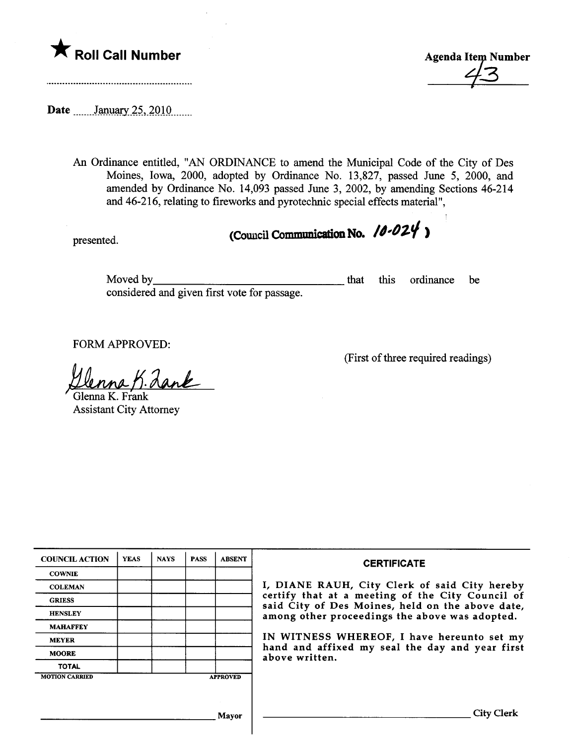★ **Roll Call Number**

**Agenda Item Number**
43

**Date** January 25, 2010

An Ordinance entitled, "AN ORDINANCE to amend the Municipal Code of the City of Des Moines, Iowa, 2000, adopted by Ordinance No. 13,827, passed June 5, 2000, and amended by Ordinance No. 14,093 passed June 3, 2002, by amending Sections 46-214 and 46-216, relating to fireworks and pyrotechnic special effects material",

presented. **(Council Communication No. 10-024)**

Moved by\_\_\_\_\_\_\_\_\_\_\_\_\_\_\_\_\_\_\_\_\_\_\_\_\_\_\_\_\_\_ that this ordinance be considered and given first vote for passage.

FORM APPROVED:

(First of three required readings)

Glenna K. Frank
Glenna K. Frank
Assistant City Attorney

| COUNCIL ACTION | YEAS | NAYS | PASS | ABSENT |
|---|---|---|---|---|
| COWNIE | | | | |
| COLEMAN | | | | |
| GRIESS | | | | |
| HENSLEY | | | | |
| MAHAFFEY | | | | |
| MEYER | | | | |
| MOORE | | | | |
| TOTAL | | | | |
| MOTION CARRIED | | | | APPROVED |

\_\_\_\_\_\_\_\_\_\_\_\_\_\_\_\_\_\_\_\_\_\_\_\_\_\_\_\_\_\_ Mayor

**CERTIFICATE**

I, DIANE RAUH, City Clerk of said City hereby certify that at a meeting of the City Council of said City of Des Moines, held on the above date, among other proceedings the above was adopted.

IN WITNESS WHEREOF, I have hereunto set my hand and affixed my seal the day and year first above written.

\_\_\_\_\_\_\_\_\_\_\_\_\_\_\_\_\_\_\_\_\_\_\_\_\_\_\_\_\_\_ City Clerk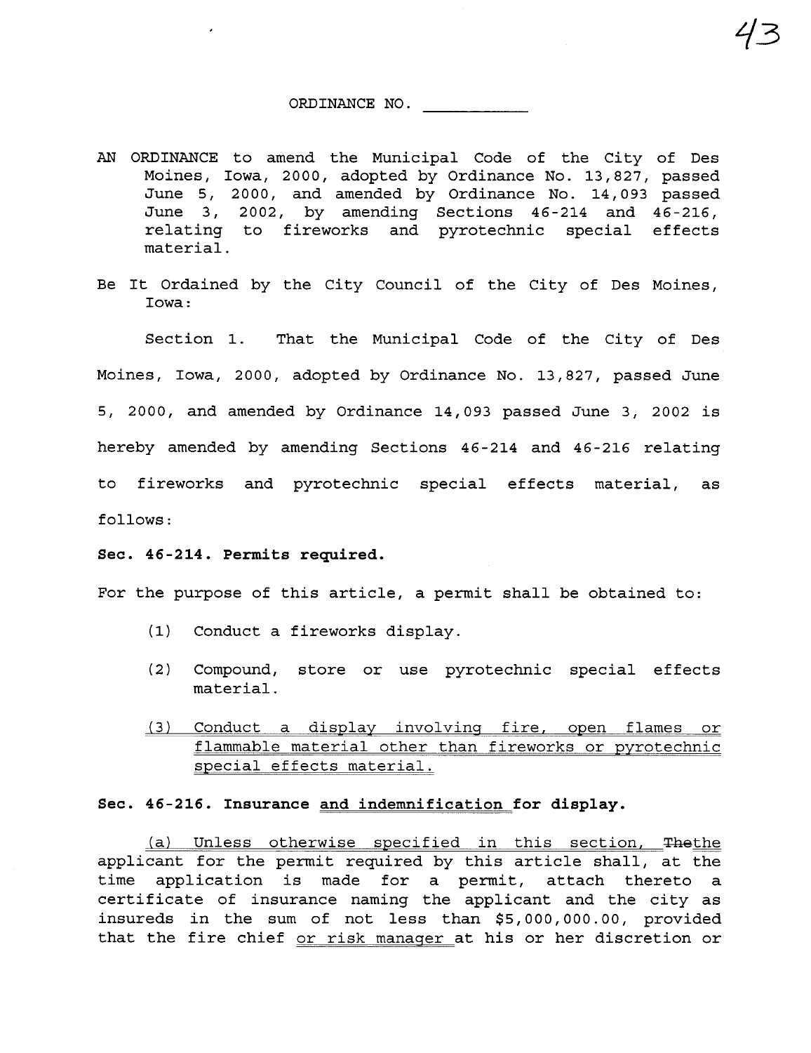ORDINANCE NO. ___________

AN ORDINANCE to amend the Municipal Code of the City of Des Moines, Iowa, 2000, adopted by Ordinance No. 13,827, passed June 5, 2000, and amended by Ordinance No. 14,093 passed June 3, 2002, by amending Sections 46-214 and 46-216, relating to fireworks and pyrotechnic special effects material.

Be It Ordained by the City Council of the City of Des Moines, Iowa:

Section 1. That the Municipal Code of the City of Des Moines, Iowa, 2000, adopted by Ordinance No. 13,827, passed June 5, 2000, and amended by Ordinance 14,093 passed June 3, 2002 is hereby amended by amending Sections 46-214 and 46-216 relating to fireworks and pyrotechnic special effects material, as follows:

**Sec. 46-214. Permits required.**

For the purpose of this article, a permit shall be obtained to:

(1) Conduct a fireworks display.

(2) Compound, store or use pyrotechnic special effects material.

<u>(3) Conduct a display involving fire, open flames or flammable material other than fireworks or pyrotechnic special effects material.</u>

**Sec. 46-216. Insurance <u>and indemnification</u> for display.**

<u>(a) Unless otherwise specified in this section, </u>~~The~~<u>the</u> applicant for the permit required by this article shall, at the time application is made for a permit, attach thereto a certificate of insurance naming the applicant and the city as insureds in the sum of not less than $5,000,000.00, provided that the fire chief <u>or risk manager</u> at his or her discretion or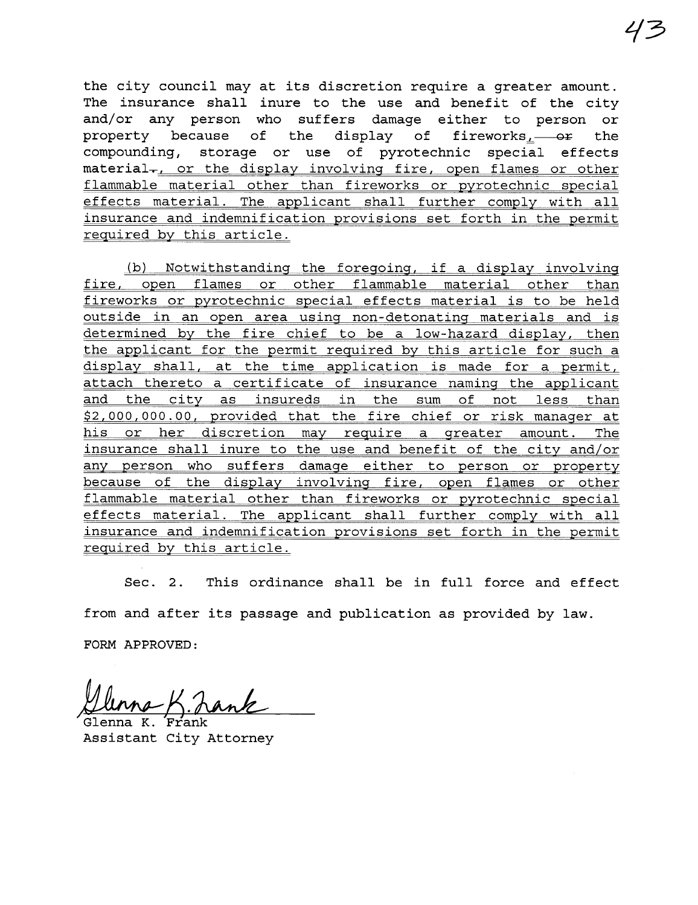the city council may at its discretion require a greater amount. The insurance shall inure to the use and benefit of the city and/or any person who suffers damage either to person or property because of the display of fireworks, ~~or~~ the compounding, storage or use of pyrotechnic special effects material~~.~~, or the display involving fire, open flames or other flammable material other than fireworks or pyrotechnic special effects material. The applicant shall further comply with all insurance and indemnification provisions set forth in the permit required by this article.

(b) Notwithstanding the foregoing, if a display involving fire, open flames or other flammable material other than fireworks or pyrotechnic special effects material is to be held outside in an open area using non-detonating materials and is determined by the fire chief to be a low-hazard display, then the applicant for the permit required by this article for such a display shall, at the time application is made for a permit, attach thereto a certificate of insurance naming the applicant and the city as insureds in the sum of not less than $2,000,000.00, provided that the fire chief or risk manager at his or her discretion may require a greater amount. The insurance shall inure to the use and benefit of the city and/or any person who suffers damage either to person or property because of the display involving fire, open flames or other flammable material other than fireworks or pyrotechnic special effects material. The applicant shall further comply with all insurance and indemnification provisions set forth in the permit required by this article.

Sec. 2. This ordinance shall be in full force and effect from and after its passage and publication as provided by law.

FORM APPROVED:

Glenna K. Frank
Glenna K. Frank
Assistant City Attorney